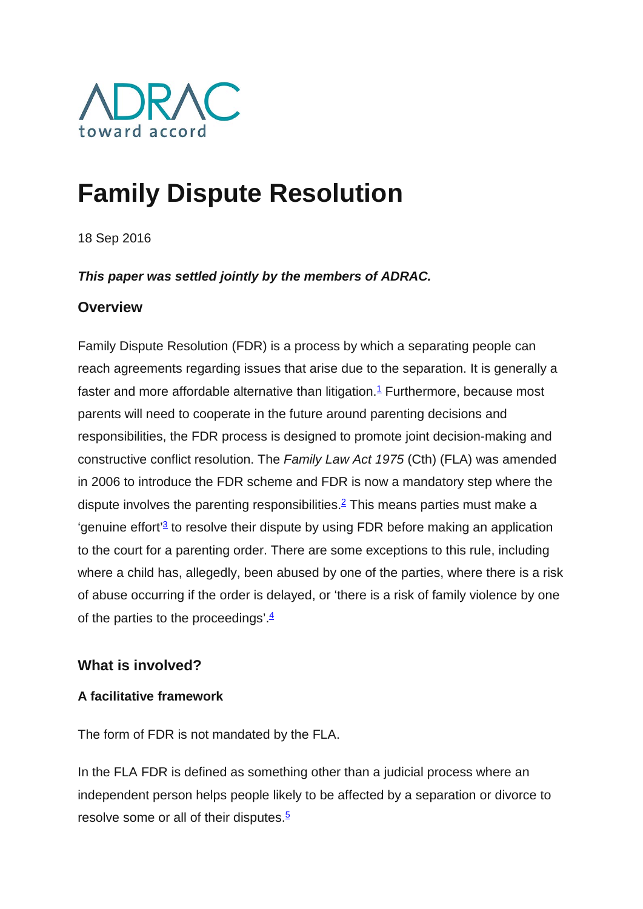ADRAC
toward accord

# Family Dispute Resolution

18 Sep 2016

***This paper was settled jointly by the members of ADRAC.***

### Overview

Family Dispute Resolution (FDR) is a process by which a separating people can reach agreements regarding issues that arise due to the separation. It is generally a faster and more affordable alternative than litigation.[1] Furthermore, because most parents will need to cooperate in the future around parenting decisions and responsibilities, the FDR process is designed to promote joint decision-making and constructive conflict resolution. The *Family Law Act 1975* (Cth) (FLA) was amended in 2006 to introduce the FDR scheme and FDR is now a mandatory step where the dispute involves the parenting responsibilities.[2] This means parties must make a 'genuine effort'[3] to resolve their dispute by using FDR before making an application to the court for a parenting order. There are some exceptions to this rule, including where a child has, allegedly, been abused by one of the parties, where there is a risk of abuse occurring if the order is delayed, or 'there is a risk of family violence by one of the parties to the proceedings'.[4]

### What is involved?

#### A facilitative framework

The form of FDR is not mandated by the FLA.

In the FLA FDR is defined as something other than a judicial process where an independent person helps people likely to be affected by a separation or divorce to resolve some or all of their disputes.[5]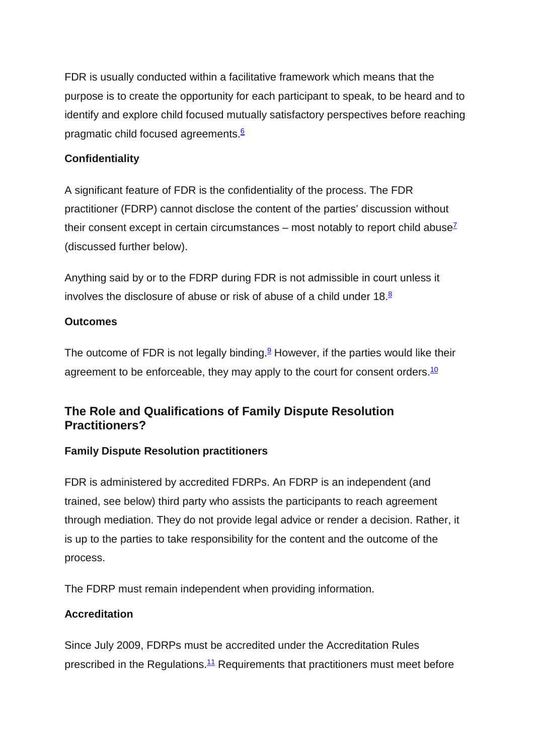FDR is usually conducted within a facilitative framework which means that the purpose is to create the opportunity for each participant to speak, to be heard and to identify and explore child focused mutually satisfactory perspectives before reaching pragmatic child focused agreements.[6]

**Confidentiality**

A significant feature of FDR is the confidentiality of the process. The FDR practitioner (FDRP) cannot disclose the content of the parties' discussion without their consent except in certain circumstances – most notably to report child abuse[7] (discussed further below).

Anything said by or to the FDRP during FDR is not admissible in court unless it involves the disclosure of abuse or risk of abuse of a child under 18.[8]

**Outcomes**

The outcome of FDR is not legally binding.[9] However, if the parties would like their agreement to be enforceable, they may apply to the court for consent orders.[10]

## The Role and Qualifications of Family Dispute Resolution Practitioners?

**Family Dispute Resolution practitioners**

FDR is administered by accredited FDRPs. An FDRP is an independent (and trained, see below) third party who assists the participants to reach agreement through mediation. They do not provide legal advice or render a decision. Rather, it is up to the parties to take responsibility for the content and the outcome of the process.

The FDRP must remain independent when providing information.

**Accreditation**

Since July 2009, FDRPs must be accredited under the Accreditation Rules prescribed in the Regulations.[11] Requirements that practitioners must meet before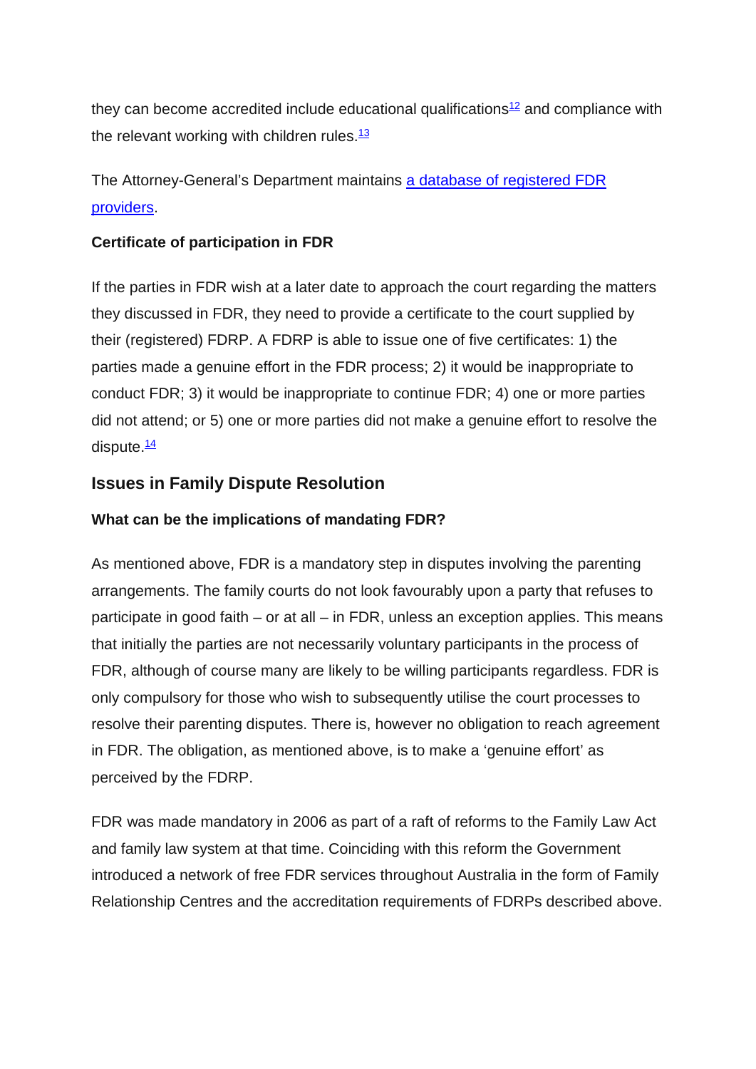they can become accredited include educational qualifications[12] and compliance with the relevant working with children rules.[13]

The Attorney-General's Department maintains [a database of registered FDR providers](#).

**Certificate of participation in FDR**

If the parties in FDR wish at a later date to approach the court regarding the matters they discussed in FDR, they need to provide a certificate to the court supplied by their (registered) FDRP. A FDRP is able to issue one of five certificates: 1) the parties made a genuine effort in the FDR process; 2) it would be inappropriate to conduct FDR; 3) it would be inappropriate to continue FDR; 4) one or more parties did not attend; or 5) one or more parties did not make a genuine effort to resolve the dispute.[14]

## Issues in Family Dispute Resolution

**What can be the implications of mandating FDR?**

As mentioned above, FDR is a mandatory step in disputes involving the parenting arrangements. The family courts do not look favourably upon a party that refuses to participate in good faith – or at all – in FDR, unless an exception applies. This means that initially the parties are not necessarily voluntary participants in the process of FDR, although of course many are likely to be willing participants regardless. FDR is only compulsory for those who wish to subsequently utilise the court processes to resolve their parenting disputes. There is, however no obligation to reach agreement in FDR. The obligation, as mentioned above, is to make a 'genuine effort' as perceived by the FDRP.

FDR was made mandatory in 2006 as part of a raft of reforms to the Family Law Act and family law system at that time. Coinciding with this reform the Government introduced a network of free FDR services throughout Australia in the form of Family Relationship Centres and the accreditation requirements of FDRPs described above.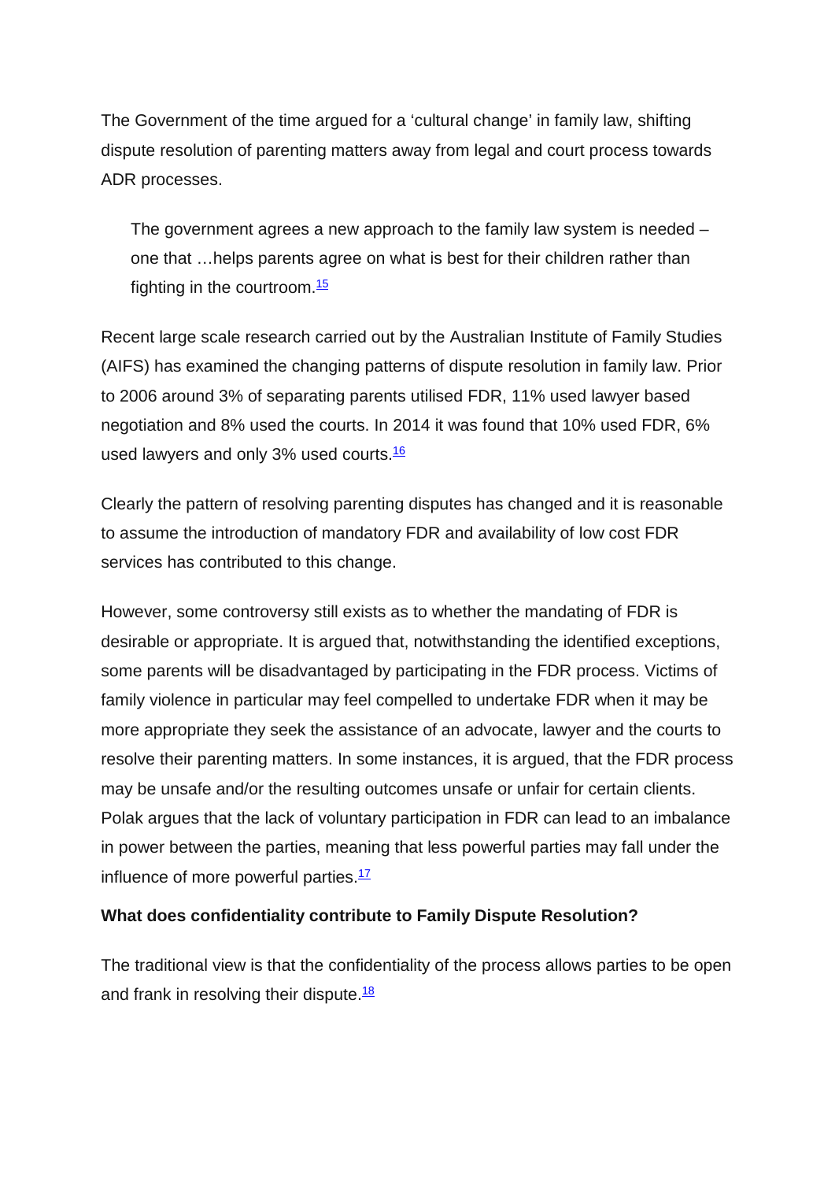The Government of the time argued for a 'cultural change' in family law, shifting dispute resolution of parenting matters away from legal and court process towards ADR processes.

> The government agrees a new approach to the family law system is needed – one that …helps parents agree on what is best for their children rather than fighting in the courtroom.[15]

Recent large scale research carried out by the Australian Institute of Family Studies (AIFS) has examined the changing patterns of dispute resolution in family law. Prior to 2006 around 3% of separating parents utilised FDR, 11% used lawyer based negotiation and 8% used the courts. In 2014 it was found that 10% used FDR, 6% used lawyers and only 3% used courts.[16]

Clearly the pattern of resolving parenting disputes has changed and it is reasonable to assume the introduction of mandatory FDR and availability of low cost FDR services has contributed to this change.

However, some controversy still exists as to whether the mandating of FDR is desirable or appropriate. It is argued that, notwithstanding the identified exceptions, some parents will be disadvantaged by participating in the FDR process. Victims of family violence in particular may feel compelled to undertake FDR when it may be more appropriate they seek the assistance of an advocate, lawyer and the courts to resolve their parenting matters. In some instances, it is argued, that the FDR process may be unsafe and/or the resulting outcomes unsafe or unfair for certain clients. Polak argues that the lack of voluntary participation in FDR can lead to an imbalance in power between the parties, meaning that less powerful parties may fall under the influence of more powerful parties.[17]

**What does confidentiality contribute to Family Dispute Resolution?**

The traditional view is that the confidentiality of the process allows parties to be open and frank in resolving their dispute.[18]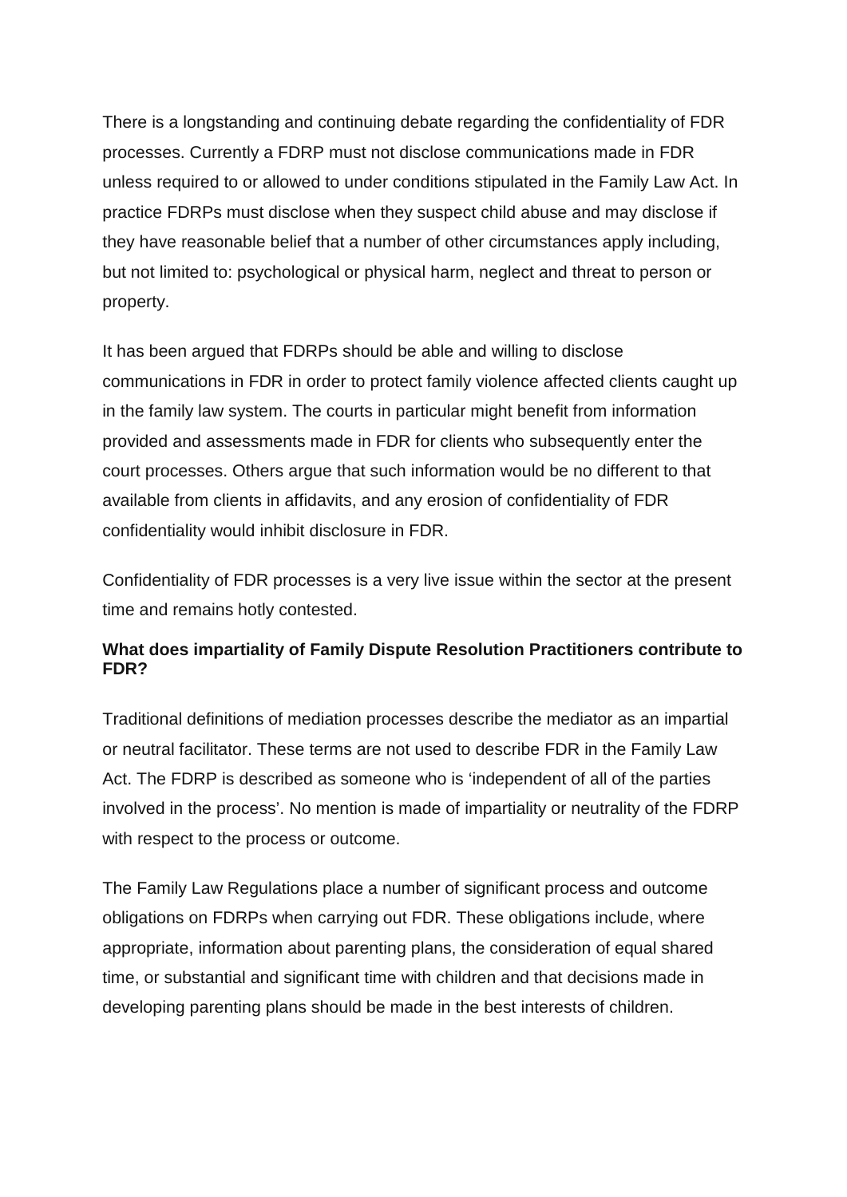There is a longstanding and continuing debate regarding the confidentiality of FDR processes. Currently a FDRP must not disclose communications made in FDR unless required to or allowed to under conditions stipulated in the Family Law Act. In practice FDRPs must disclose when they suspect child abuse and may disclose if they have reasonable belief that a number of other circumstances apply including, but not limited to: psychological or physical harm, neglect and threat to person or property.

It has been argued that FDRPs should be able and willing to disclose communications in FDR in order to protect family violence affected clients caught up in the family law system. The courts in particular might benefit from information provided and assessments made in FDR for clients who subsequently enter the court processes. Others argue that such information would be no different to that available from clients in affidavits, and any erosion of confidentiality of FDR confidentiality would inhibit disclosure in FDR.

Confidentiality of FDR processes is a very live issue within the sector at the present time and remains hotly contested.

**What does impartiality of Family Dispute Resolution Practitioners contribute to FDR?**

Traditional definitions of mediation processes describe the mediator as an impartial or neutral facilitator. These terms are not used to describe FDR in the Family Law Act. The FDRP is described as someone who is 'independent of all of the parties involved in the process'. No mention is made of impartiality or neutrality of the FDRP with respect to the process or outcome.

The Family Law Regulations place a number of significant process and outcome obligations on FDRPs when carrying out FDR. These obligations include, where appropriate, information about parenting plans, the consideration of equal shared time, or substantial and significant time with children and that decisions made in developing parenting plans should be made in the best interests of children.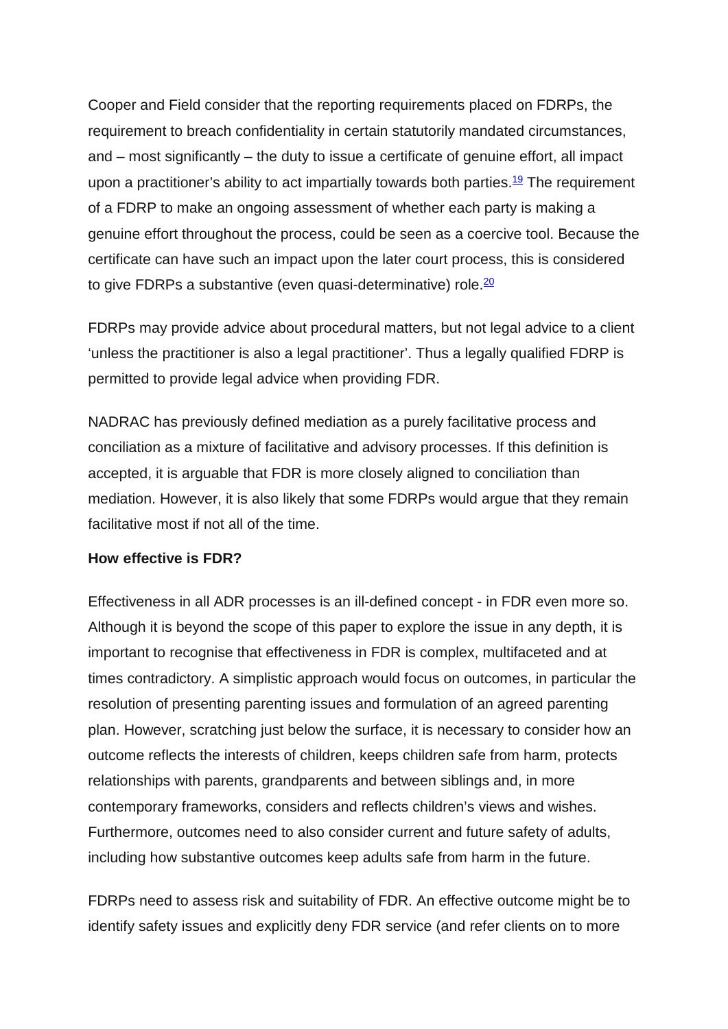Cooper and Field consider that the reporting requirements placed on FDRPs, the requirement to breach confidentiality in certain statutorily mandated circumstances, and – most significantly – the duty to issue a certificate of genuine effort, all impact upon a practitioner's ability to act impartially towards both parties.[19] The requirement of a FDRP to make an ongoing assessment of whether each party is making a genuine effort throughout the process, could be seen as a coercive tool. Because the certificate can have such an impact upon the later court process, this is considered to give FDRPs a substantive (even quasi-determinative) role.[20]

FDRPs may provide advice about procedural matters, but not legal advice to a client 'unless the practitioner is also a legal practitioner'. Thus a legally qualified FDRP is permitted to provide legal advice when providing FDR.

NADRAC has previously defined mediation as a purely facilitative process and conciliation as a mixture of facilitative and advisory processes. If this definition is accepted, it is arguable that FDR is more closely aligned to conciliation than mediation. However, it is also likely that some FDRPs would argue that they remain facilitative most if not all of the time.

**How effective is FDR?**

Effectiveness in all ADR processes is an ill-defined concept - in FDR even more so. Although it is beyond the scope of this paper to explore the issue in any depth, it is important to recognise that effectiveness in FDR is complex, multifaceted and at times contradictory. A simplistic approach would focus on outcomes, in particular the resolution of presenting parenting issues and formulation of an agreed parenting plan. However, scratching just below the surface, it is necessary to consider how an outcome reflects the interests of children, keeps children safe from harm, protects relationships with parents, grandparents and between siblings and, in more contemporary frameworks, considers and reflects children's views and wishes. Furthermore, outcomes need to also consider current and future safety of adults, including how substantive outcomes keep adults safe from harm in the future.

FDRPs need to assess risk and suitability of FDR. An effective outcome might be to identify safety issues and explicitly deny FDR service (and refer clients on to more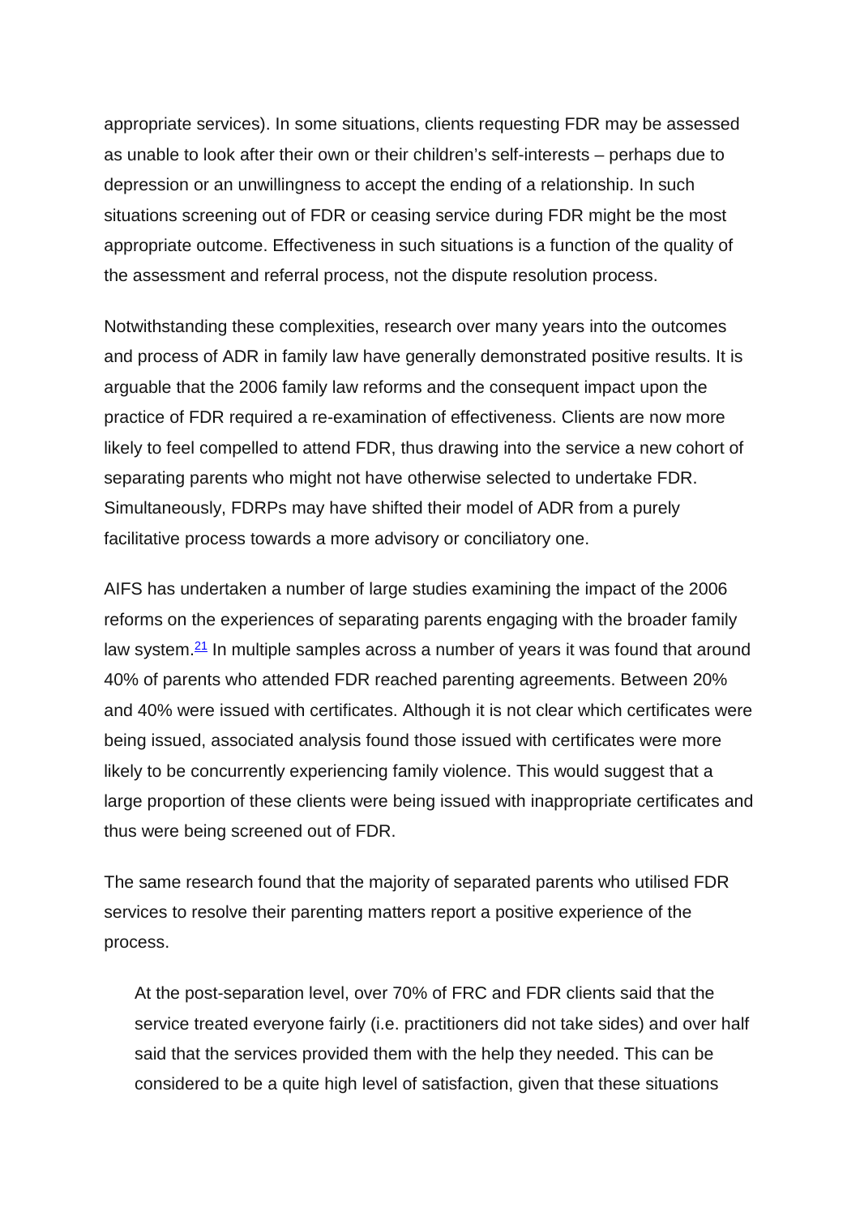appropriate services). In some situations, clients requesting FDR may be assessed as unable to look after their own or their children's self-interests – perhaps due to depression or an unwillingness to accept the ending of a relationship. In such situations screening out of FDR or ceasing service during FDR might be the most appropriate outcome. Effectiveness in such situations is a function of the quality of the assessment and referral process, not the dispute resolution process.

Notwithstanding these complexities, research over many years into the outcomes and process of ADR in family law have generally demonstrated positive results. It is arguable that the 2006 family law reforms and the consequent impact upon the practice of FDR required a re-examination of effectiveness. Clients are now more likely to feel compelled to attend FDR, thus drawing into the service a new cohort of separating parents who might not have otherwise selected to undertake FDR. Simultaneously, FDRPs may have shifted their model of ADR from a purely facilitative process towards a more advisory or conciliatory one.

AIFS has undertaken a number of large studies examining the impact of the 2006 reforms on the experiences of separating parents engaging with the broader family law system.[21] In multiple samples across a number of years it was found that around 40% of parents who attended FDR reached parenting agreements. Between 20% and 40% were issued with certificates. Although it is not clear which certificates were being issued, associated analysis found those issued with certificates were more likely to be concurrently experiencing family violence. This would suggest that a large proportion of these clients were being issued with inappropriate certificates and thus were being screened out of FDR.

The same research found that the majority of separated parents who utilised FDR services to resolve their parenting matters report a positive experience of the process.

> At the post-separation level, over 70% of FRC and FDR clients said that the service treated everyone fairly (i.e. practitioners did not take sides) and over half said that the services provided them with the help they needed. This can be considered to be a quite high level of satisfaction, given that these situations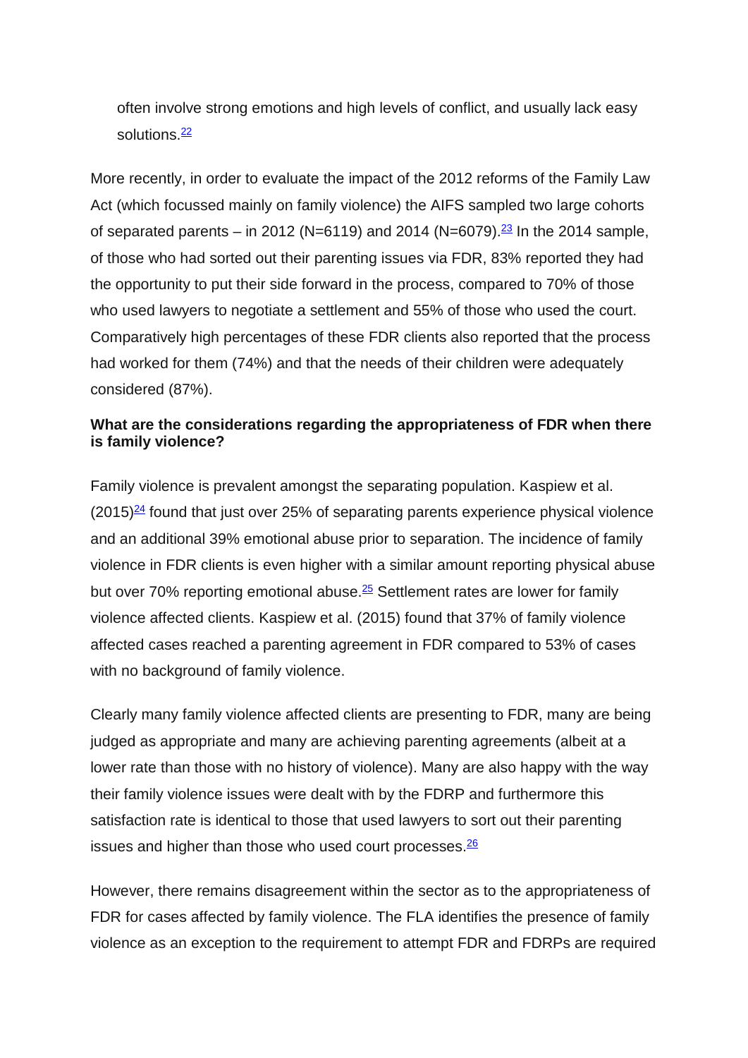often involve strong emotions and high levels of conflict, and usually lack easy solutions.[22]

More recently, in order to evaluate the impact of the 2012 reforms of the Family Law Act (which focussed mainly on family violence) the AIFS sampled two large cohorts of separated parents – in 2012 (N=6119) and 2014 (N=6079).[23] In the 2014 sample, of those who had sorted out their parenting issues via FDR, 83% reported they had the opportunity to put their side forward in the process, compared to 70% of those who used lawyers to negotiate a settlement and 55% of those who used the court. Comparatively high percentages of these FDR clients also reported that the process had worked for them (74%) and that the needs of their children were adequately considered (87%).

**What are the considerations regarding the appropriateness of FDR when there is family violence?**

Family violence is prevalent amongst the separating population. Kaspiew et al. (2015)[24] found that just over 25% of separating parents experience physical violence and an additional 39% emotional abuse prior to separation. The incidence of family violence in FDR clients is even higher with a similar amount reporting physical abuse but over 70% reporting emotional abuse.[25] Settlement rates are lower for family violence affected clients. Kaspiew et al. (2015) found that 37% of family violence affected cases reached a parenting agreement in FDR compared to 53% of cases with no background of family violence.

Clearly many family violence affected clients are presenting to FDR, many are being judged as appropriate and many are achieving parenting agreements (albeit at a lower rate than those with no history of violence). Many are also happy with the way their family violence issues were dealt with by the FDRP and furthermore this satisfaction rate is identical to those that used lawyers to sort out their parenting issues and higher than those who used court processes.[26]

However, there remains disagreement within the sector as to the appropriateness of FDR for cases affected by family violence. The FLA identifies the presence of family violence as an exception to the requirement to attempt FDR and FDRPs are required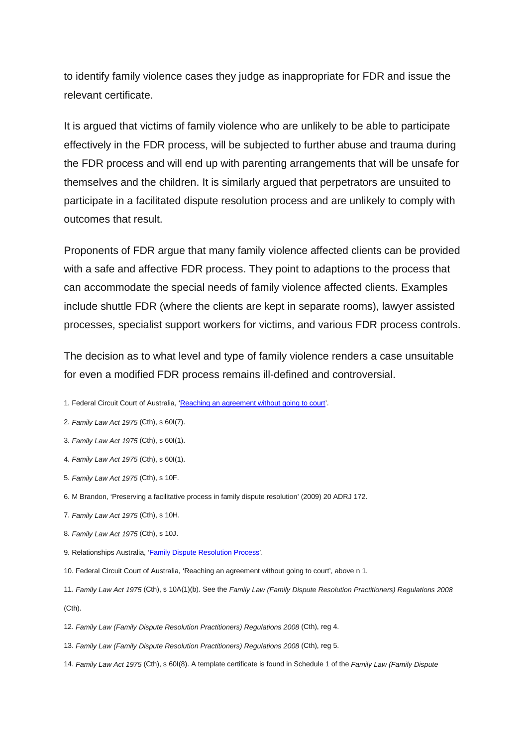to identify family violence cases they judge as inappropriate for FDR and issue the relevant certificate.

It is argued that victims of family violence who are unlikely to be able to participate effectively in the FDR process, will be subjected to further abuse and trauma during the FDR process and will end up with parenting arrangements that will be unsafe for themselves and the children. It is similarly argued that perpetrators are unsuited to participate in a facilitated dispute resolution process and are unlikely to comply with outcomes that result.

Proponents of FDR argue that many family violence affected clients can be provided with a safe and affective FDR process. They point to adaptions to the process that can accommodate the special needs of family violence affected clients. Examples include shuttle FDR (where the clients are kept in separate rooms), lawyer assisted processes, specialist support workers for victims, and various FDR process controls.

The decision as to what level and type of family violence renders a case unsuitable for even a modified FDR process remains ill-defined and controversial.

1. Federal Circuit Court of Australia, 'Reaching an agreement without going to court'.

2. *Family Law Act 1975* (Cth), s 60I(7).

3. *Family Law Act 1975* (Cth), s 60I(1).

4. *Family Law Act 1975* (Cth), s 60I(1).

5. *Family Law Act 1975* (Cth), s 10F.

6. M Brandon, 'Preserving a facilitative process in family dispute resolution' (2009) 20 ADRJ 172.

7. *Family Law Act 1975* (Cth), s 10H.

8. *Family Law Act 1975* (Cth), s 10J.

9. Relationships Australia, 'Family Dispute Resolution Process'.

10. Federal Circuit Court of Australia, 'Reaching an agreement without going to court', above n 1.

11. *Family Law Act 1975* (Cth), s 10A(1)(b). See the *Family Law (Family Dispute Resolution Practitioners) Regulations 2008* (Cth).

12. *Family Law (Family Dispute Resolution Practitioners) Regulations 2008* (Cth), reg 4.

13. *Family Law (Family Dispute Resolution Practitioners) Regulations 2008* (Cth), reg 5.

14. *Family Law Act 1975* (Cth), s 60I(8). A template certificate is found in Schedule 1 of the *Family Law (Family Dispute*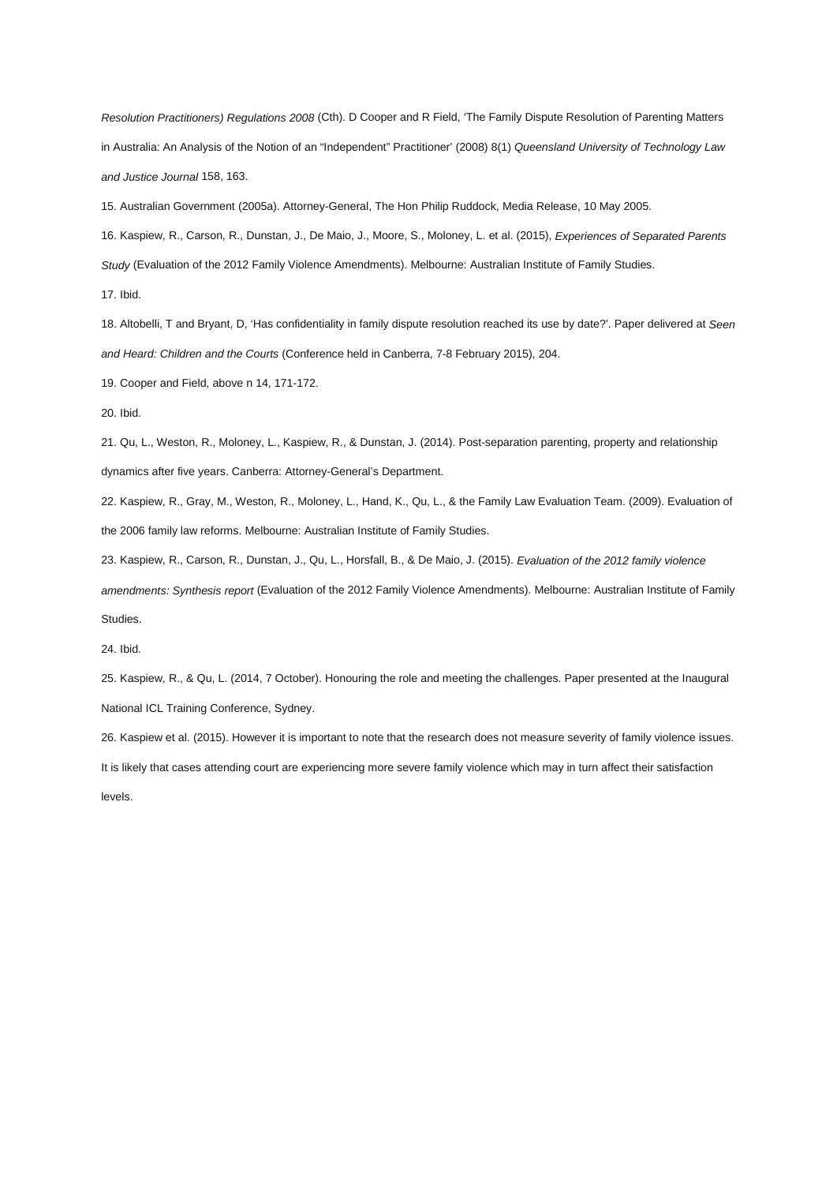*Resolution Practitioners) Regulations 2008* (Cth). D Cooper and R Field, 'The Family Dispute Resolution of Parenting Matters in Australia: An Analysis of the Notion of an "Independent" Practitioner' (2008) 8(1) *Queensland University of Technology Law and Justice Journal* 158, 163.

15. Australian Government (2005a). Attorney-General, The Hon Philip Ruddock, Media Release, 10 May 2005.

16. Kaspiew, R., Carson, R., Dunstan, J., De Maio, J., Moore, S., Moloney, L. et al. (2015), *Experiences of Separated Parents Study* (Evaluation of the 2012 Family Violence Amendments). Melbourne: Australian Institute of Family Studies.

17. Ibid.

18. Altobelli, T and Bryant, D, 'Has confidentiality in family dispute resolution reached its use by date?'. Paper delivered at *Seen and Heard: Children and the Courts* (Conference held in Canberra, 7-8 February 2015), 204.

19. Cooper and Field, above n 14, 171-172.

20. Ibid.

21. Qu, L., Weston, R., Moloney, L., Kaspiew, R., & Dunstan, J. (2014). Post-separation parenting, property and relationship dynamics after five years. Canberra: Attorney-General's Department.

22. Kaspiew, R., Gray, M., Weston, R., Moloney, L., Hand, K., Qu, L., & the Family Law Evaluation Team. (2009). Evaluation of the 2006 family law reforms. Melbourne: Australian Institute of Family Studies.

23. Kaspiew, R., Carson, R., Dunstan, J., Qu, L., Horsfall, B., & De Maio, J. (2015). *Evaluation of the 2012 family violence amendments: Synthesis report* (Evaluation of the 2012 Family Violence Amendments). Melbourne: Australian Institute of Family Studies.

24. Ibid.

25. Kaspiew, R., & Qu, L. (2014, 7 October). Honouring the role and meeting the challenges. Paper presented at the Inaugural National ICL Training Conference, Sydney.

26. Kaspiew et al. (2015). However it is important to note that the research does not measure severity of family violence issues. It is likely that cases attending court are experiencing more severe family violence which may in turn affect their satisfaction levels.